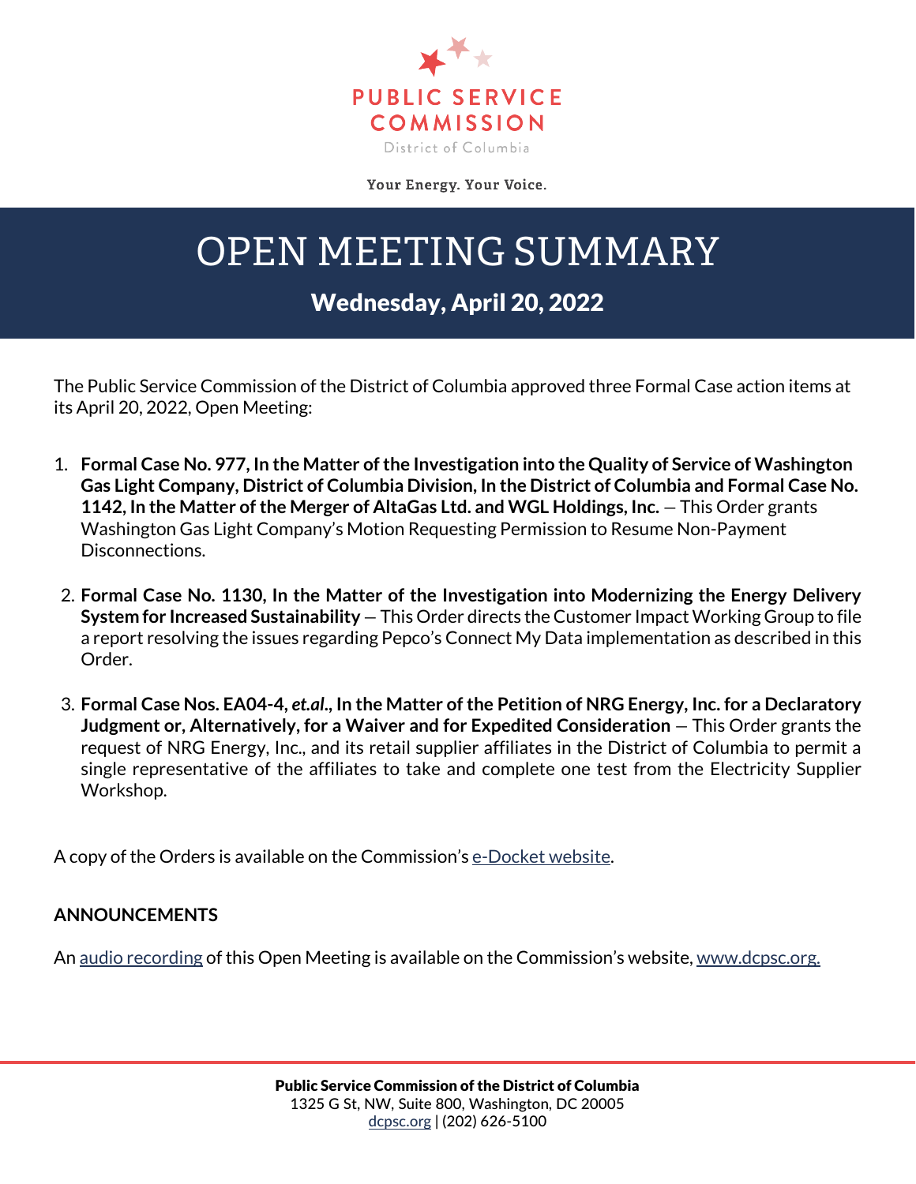PUBLIC SERVICE COMMISSION

District of Columbia

Your Energy. Your Voice.

# OPEN MEETING SUMMARY

## Wednesday, April 20, 2022

The Public Service Commission of the District of Columbia approved three Formal Case action items at its April 20, 2022, Open Meeting:

1. **Formal Case No. 977, In the Matter of the Investigation into the Quality of Service of Washington Gas Light Company, District of Columbia Division, In the District of Columbia and Formal Case No. 1142, In the Matter of the Merger of AltaGas Ltd. and WGL Holdings, Inc.** – This Order grants Washington Gas Light Company's Motion Requesting Permission to Resume Non-Payment Disconnections.

2. **Formal Case No. 1130, In the Matter of the Investigation into Modernizing the Energy Delivery System for Increased Sustainability** – This Order directs the Customer Impact Working Group to file a report resolving the issues regarding Pepco's Connect My Data implementation as described in this Order.

3. **Formal Case Nos. EA04-4, *et.al.*, In the Matter of the Petition of NRG Energy, Inc. for a Declaratory Judgment or, Alternatively, for a Waiver and for Expedited Consideration** – This Order grants the request of NRG Energy, Inc., and its retail supplier affiliates in the District of Columbia to permit a single representative of the affiliates to take and complete one test from the Electricity Supplier Workshop.

A copy of the Orders is available on the Commission's e-Docket website.

**ANNOUNCEMENTS**

An audio recording of this Open Meeting is available on the Commission's website, www.dcpsc.org.

**Public Service Commission of the District of Columbia**
1325 G St, NW, Suite 800, Washington, DC 20005
dcpsc.org | (202) 626-5100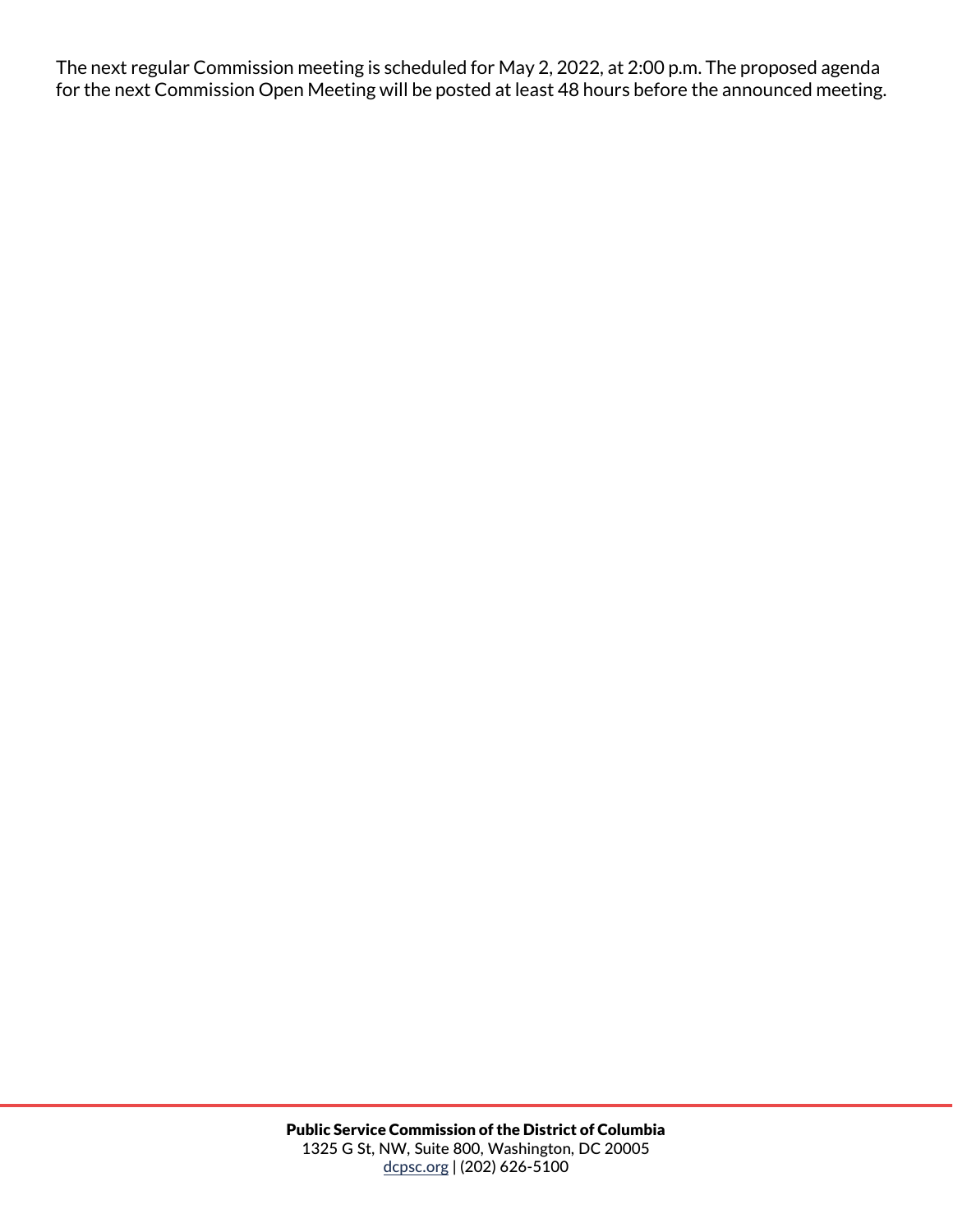The next regular Commission meeting is scheduled for May 2, 2022, at 2:00 p.m. The proposed agenda for the next Commission Open Meeting will be posted at least 48 hours before the announced meeting.